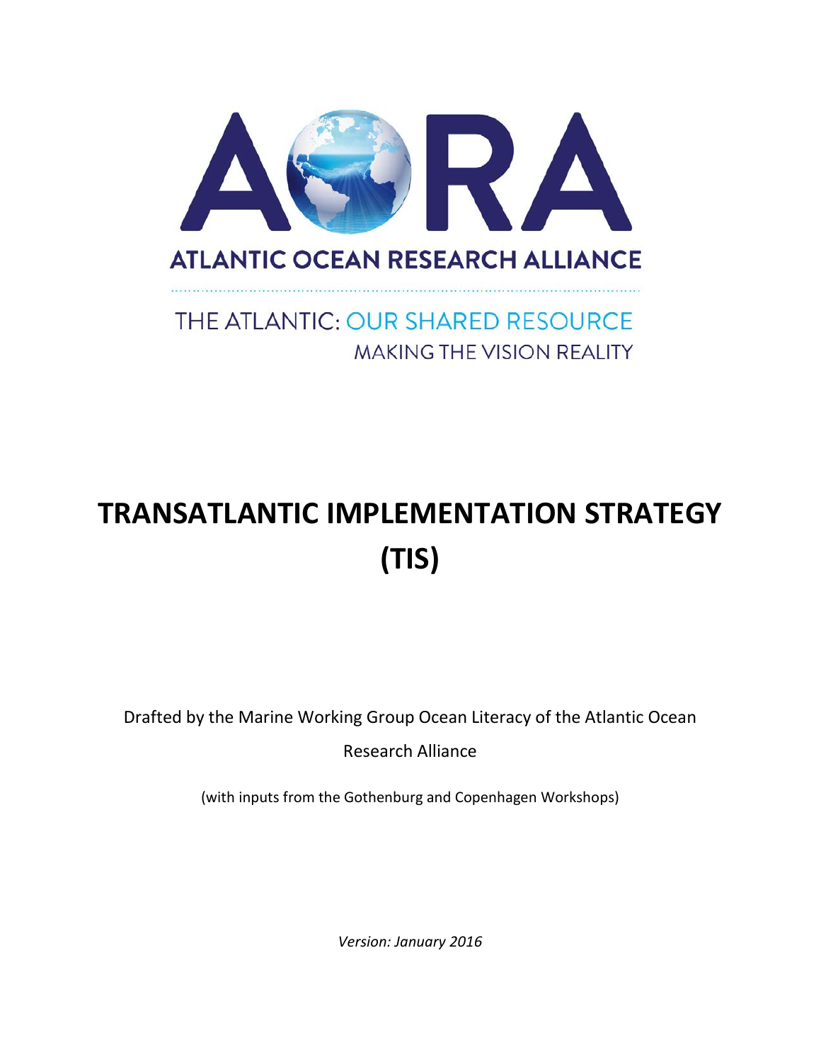AORA

ATLANTIC OCEAN RESEARCH ALLIANCE

THE ATLANTIC: OUR SHARED RESOURCE

MAKING THE VISION REALITY

# TRANSATLANTIC IMPLEMENTATION STRATEGY (TIS)

Drafted by the Marine Working Group Ocean Literacy of the Atlantic Ocean Research Alliance

(with inputs from the Gothenburg and Copenhagen Workshops)

*Version: January 2016*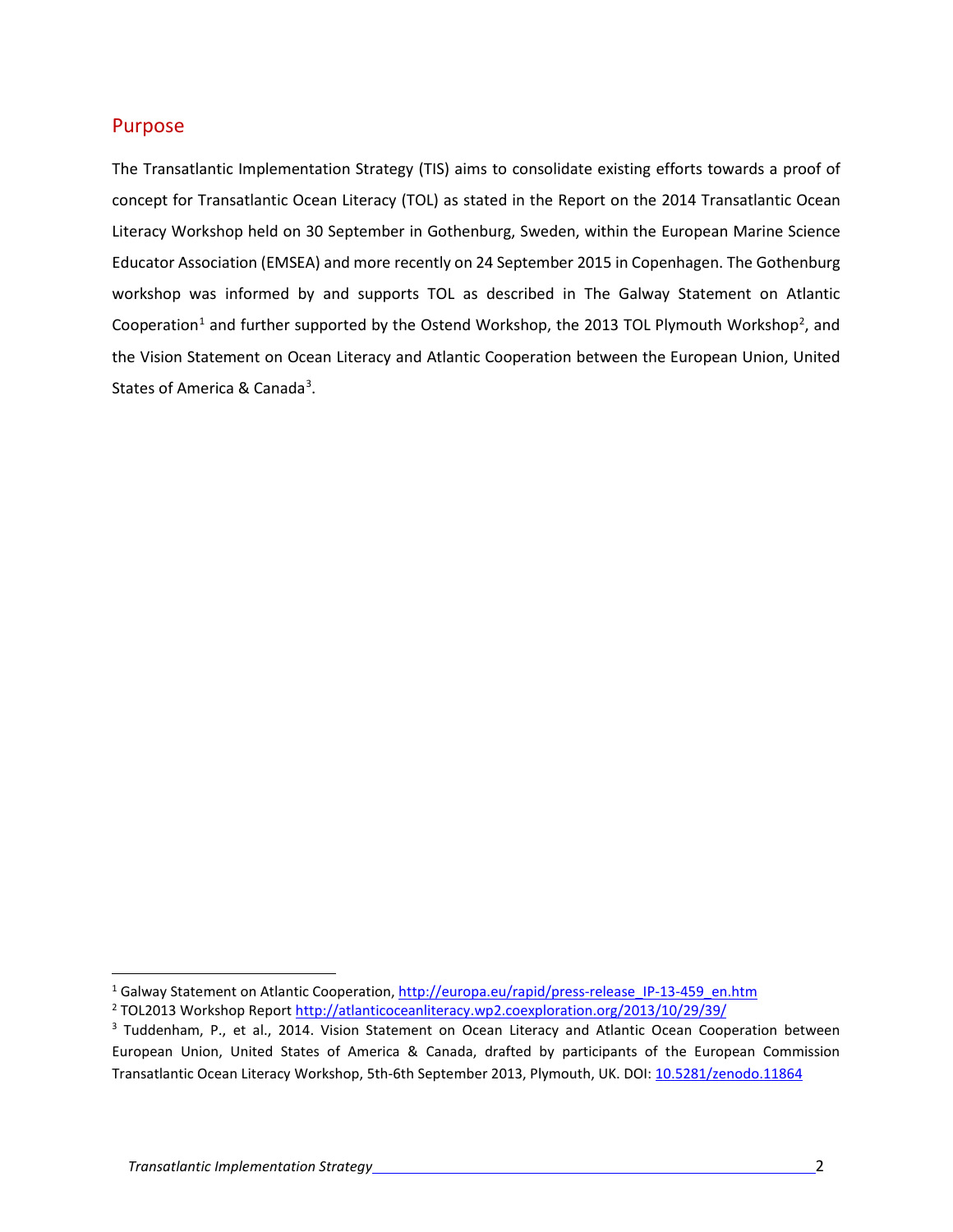## Purpose

The Transatlantic Implementation Strategy (TIS) aims to consolidate existing efforts towards a proof of concept for Transatlantic Ocean Literacy (TOL) as stated in the Report on the 2014 Transatlantic Ocean Literacy Workshop held on 30 September in Gothenburg, Sweden, within the European Marine Science Educator Association (EMSEA) and more recently on 24 September 2015 in Copenhagen. The Gothenburg workshop was informed by and supports TOL as described in The Galway Statement on Atlantic Cooperation[1] and further supported by the Ostend Workshop, the 2013 TOL Plymouth Workshop[2], and the Vision Statement on Ocean Literacy and Atlantic Cooperation between the European Union, United States of America & Canada[3].

---

[1] Galway Statement on Atlantic Cooperation, http://europa.eu/rapid/press-release_IP-13-459_en.htm

[2] TOL2013 Workshop Report http://atlanticoceanliteracy.wp2.coexploration.org/2013/10/29/39/

[3] Tuddenham, P., et al., 2014. Vision Statement on Ocean Literacy and Atlantic Ocean Cooperation between European Union, United States of America & Canada, drafted by participants of the European Commission Transatlantic Ocean Literacy Workshop, 5th-6th September 2013, Plymouth, UK. DOI: 10.5281/zenodo.11864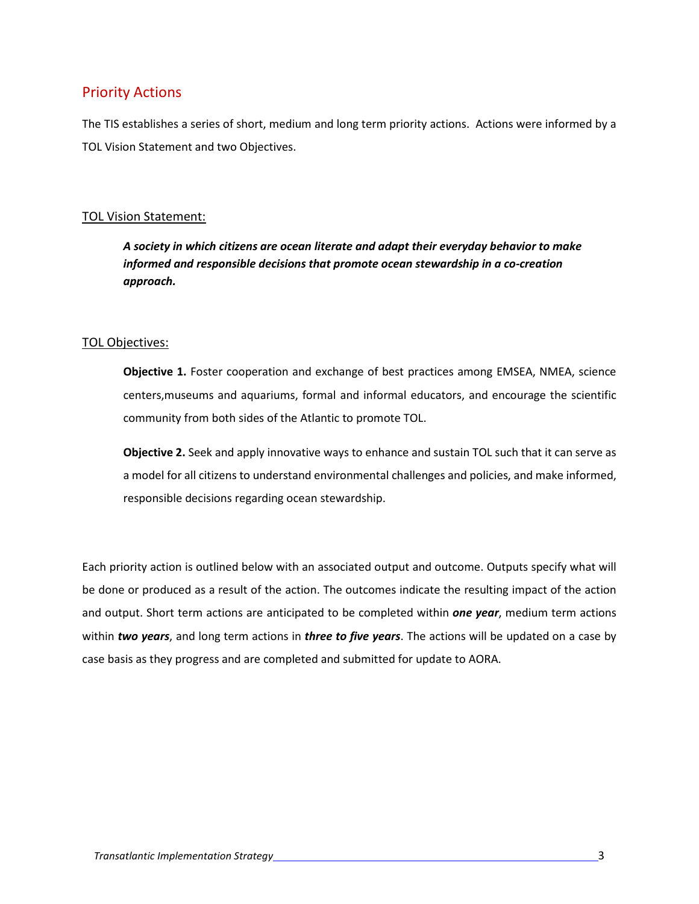## Priority Actions

The TIS establishes a series of short, medium and long term priority actions. Actions were informed by a TOL Vision Statement and two Objectives.

### TOL Vision Statement:

> ***A society in which citizens are ocean literate and adapt their everyday behavior to make informed and responsible decisions that promote ocean stewardship in a co-creation approach.***

### TOL Objectives:

**Objective 1.** Foster cooperation and exchange of best practices among EMSEA, NMEA, science centers,museums and aquariums, formal and informal educators, and encourage the scientific community from both sides of the Atlantic to promote TOL.

**Objective 2.** Seek and apply innovative ways to enhance and sustain TOL such that it can serve as a model for all citizens to understand environmental challenges and policies, and make informed, responsible decisions regarding ocean stewardship.

Each priority action is outlined below with an associated output and outcome. Outputs specify what will be done or produced as a result of the action. The outcomes indicate the resulting impact of the action and output. Short term actions are anticipated to be completed within ***one year***, medium term actions within ***two years***, and long term actions in ***three to five years***. The actions will be updated on a case by case basis as they progress and are completed and submitted for update to AORA.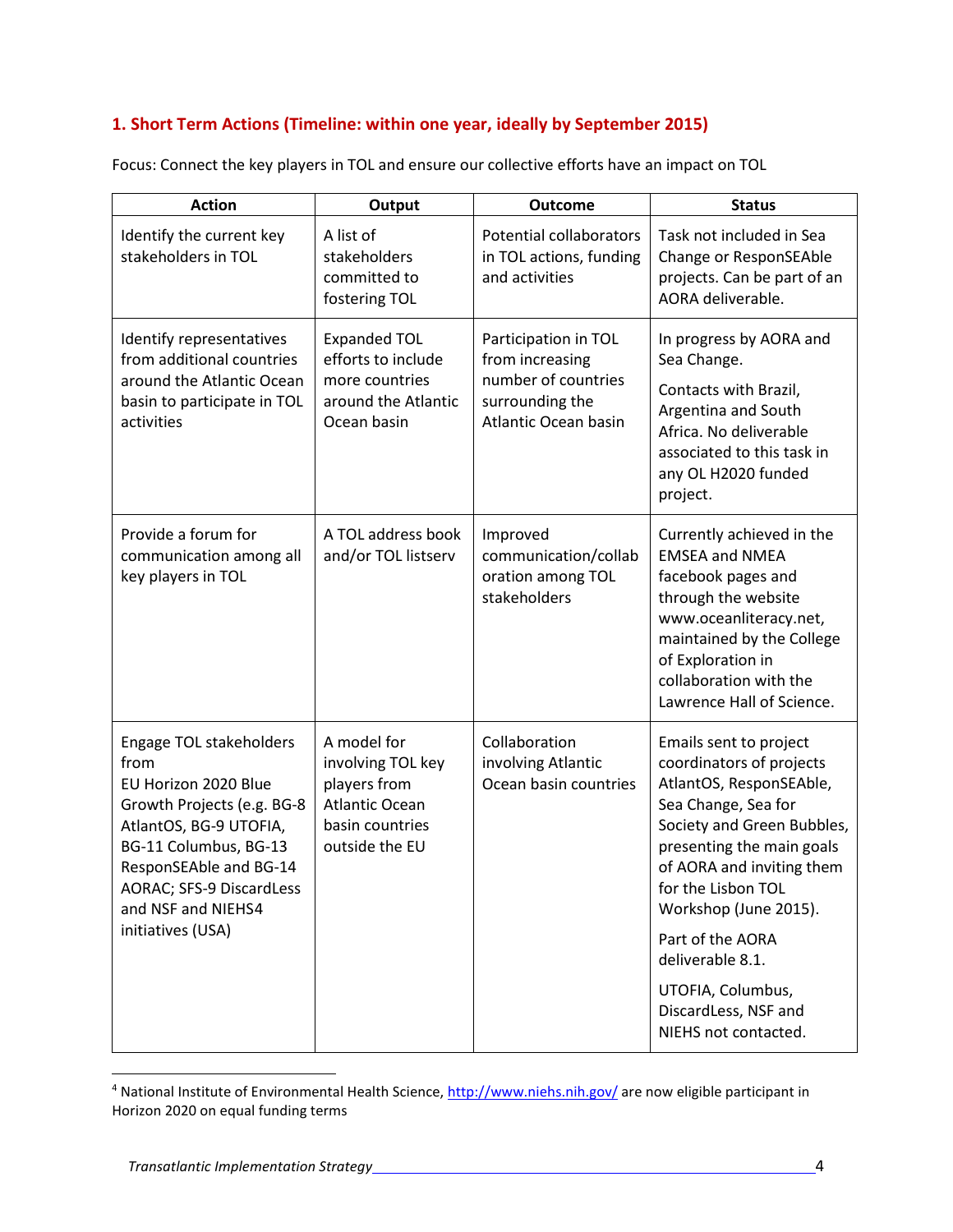### 1. Short Term Actions (Timeline: within one year, ideally by September 2015)

Focus: Connect the key players in TOL and ensure our collective efforts have an impact on TOL

| Action | Output | Outcome | Status |
|---|---|---|---|
| Identify the current key stakeholders in TOL | A list of stakeholders committed to fostering TOL | Potential collaborators in TOL actions, funding and activities | Task not included in Sea Change or ResponSEAble projects. Can be part of an AORA deliverable. |
| Identify representatives from additional countries around the Atlantic Ocean basin to participate in TOL activities | Expanded TOL efforts to include more countries around the Atlantic Ocean basin | Participation in TOL from increasing number of countries surrounding the Atlantic Ocean basin | In progress by AORA and Sea Change.<br><br>Contacts with Brazil, Argentina and South Africa. No deliverable associated to this task in any OL H2020 funded project. |
| Provide a forum for communication among all key players in TOL | A TOL address book and/or TOL listserv | Improved communication/collaboration among TOL stakeholders | Currently achieved in the EMSEA and NMEA facebook pages and through the website www.oceanliteracy.net, maintained by the College of Exploration in collaboration with the Lawrence Hall of Science. |
| Engage TOL stakeholders from EU Horizon 2020 Blue Growth Projects (e.g. BG-8 AtlantOS, BG-9 UTOFIA, BG-11 Columbus, BG-13 ResponSEAble and BG-14 AORAC; SFS-9 DiscardLess and NSF and NIEHS[4] initiatives (USA) | A model for involving TOL key players from Atlantic Ocean basin countries outside the EU | Collaboration involving Atlantic Ocean basin countries | Emails sent to project coordinators of projects AtlantOS, ResponSEAble, Sea Change, Sea for Society and Green Bubbles, presenting the main goals of AORA and inviting them for the Lisbon TOL Workshop (June 2015).<br><br>Part of the AORA deliverable 8.1.<br><br>UTOFIA, Columbus, DiscardLess, NSF and NIEHS not contacted. |

[4] National Institute of Environmental Health Science, http://www.niehs.nih.gov/ are now eligible participant in Horizon 2020 on equal funding terms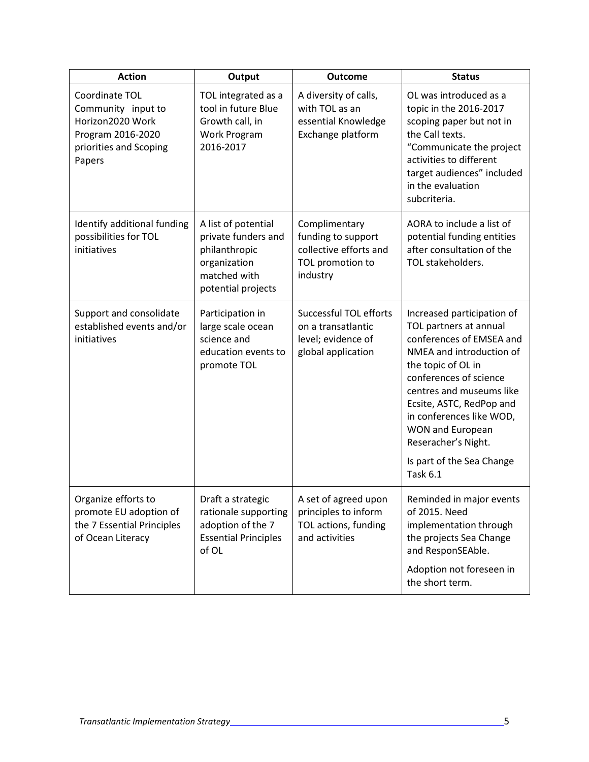| Action | Output | Outcome | Status |
|---|---|---|---|
| Coordinate TOL Community input to Horizon2020 Work Program 2016-2020 priorities and Scoping Papers | TOL integrated as a tool in future Blue Growth call, in Work Program 2016-2017 | A diversity of calls, with TOL as an essential Knowledge Exchange platform | OL was introduced as a topic in the 2016-2017 scoping paper but not in the Call texts. "Communicate the project activities to different target audiences" included in the evaluation subcriteria. |
| Identify additional funding possibilities for TOL initiatives | A list of potential private funders and philanthropic organization matched with potential projects | Complimentary funding to support collective efforts and TOL promotion to industry | AORA to include a list of potential funding entities after consultation of the TOL stakeholders. |
| Support and consolidate established events and/or initiatives | Participation in large scale ocean science and education events to promote TOL | Successful TOL efforts on a transatlantic level; evidence of global application | Increased participation of TOL partners at annual conferences of EMSEA and NMEA and introduction of the topic of OL in conferences of science centres and museums like Ecsite, ASTC, RedPop and in conferences like WOD, WON and European Reseracher's Night.<br><br>Is part of the Sea Change Task 6.1 |
| Organize efforts to promote EU adoption of the 7 Essential Principles of Ocean Literacy | Draft a strategic rationale supporting adoption of the 7 Essential Principles of OL | A set of agreed upon principles to inform TOL actions, funding and activities | Reminded in major events of 2015. Need implementation through the projects Sea Change and ResponSEAble.<br><br>Adoption not foreseen in the short term. |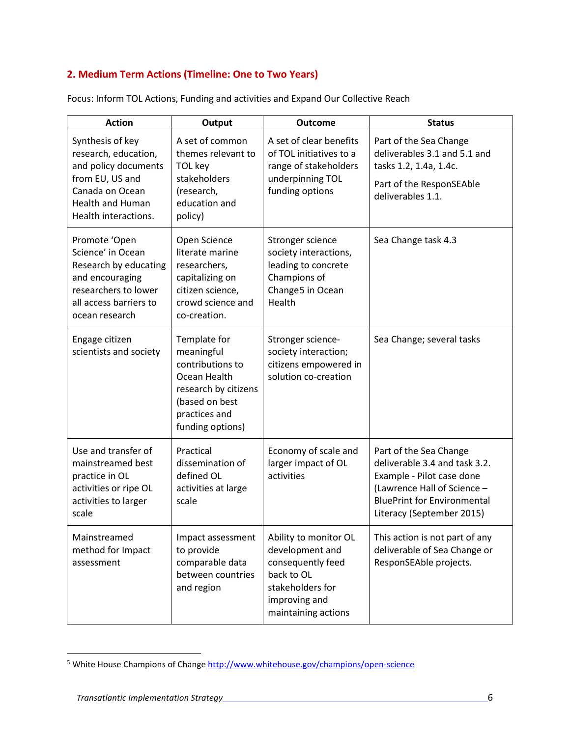## 2. Medium Term Actions (Timeline: One to Two Years)

Focus: Inform TOL Actions, Funding and activities and Expand Our Collective Reach

| Action | Output | Outcome | Status |
|---|---|---|---|
| Synthesis of key research, education, and policy documents from EU, US and Canada on Ocean Health and Human Health interactions. | A set of common themes relevant to TOL key stakeholders (research, education and policy) | A set of clear benefits of TOL initiatives to a range of stakeholders underpinning TOL funding options | Part of the Sea Change deliverables 3.1 and 5.1 and tasks 1.2, 1.4a, 1.4c. Part of the ResponSEAble deliverables 1.1. |
| Promote 'Open Science' in Ocean Research by educating and encouraging researchers to lower all access barriers to ocean research | Open Science literate marine researchers, capitalizing on citizen science, crowd science and co-creation. | Stronger science society interactions, leading to concrete Champions of Change[5] in Ocean Health | Sea Change task 4.3 |
| Engage citizen scientists and society | Template for meaningful contributions to Ocean Health research by citizens (based on best practices and funding options) | Stronger science-society interaction; citizens empowered in solution co-creation | Sea Change; several tasks |
| Use and transfer of mainstreamed best practice in OL activities or ripe OL activities to larger scale | Practical dissemination of defined OL activities at large scale | Economy of scale and larger impact of OL activities | Part of the Sea Change deliverable 3.4 and task 3.2. Example - Pilot case done (Lawrence Hall of Science – BluePrint for Environmental Literacy (September 2015) |
| Mainstreamed method for Impact assessment | Impact assessment to provide comparable data between countries and region | Ability to monitor OL development and consequently feed back to OL stakeholders for improving and maintaining actions | This action is not part of any deliverable of Sea Change or ResponSEAble projects. |

[5] White House Champions of Change http://www.whitehouse.gov/champions/open-science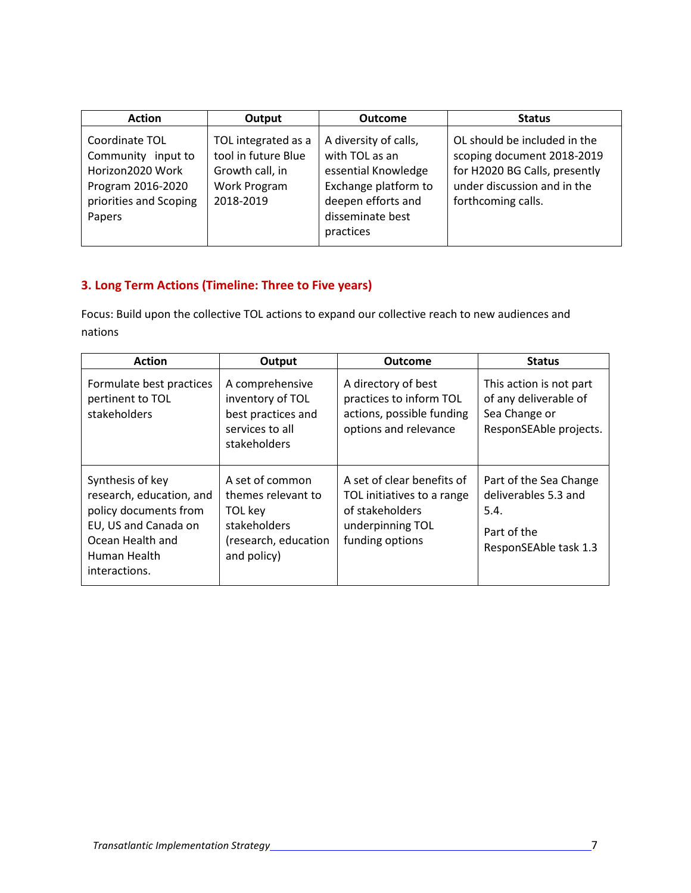| Action | Output | Outcome | Status |
|---|---|---|---|
| Coordinate TOL Community input to Horizon2020 Work Program 2016-2020 priorities and Scoping Papers | TOL integrated as a tool in future Blue Growth call, in Work Program 2018-2019 | A diversity of calls, with TOL as an essential Knowledge Exchange platform to deepen efforts and disseminate best practices | OL should be included in the scoping document 2018-2019 for H2020 BG Calls, presently under discussion and in the forthcoming calls. |

## 3. Long Term Actions (Timeline: Three to Five years)

Focus: Build upon the collective TOL actions to expand our collective reach to new audiences and nations

| Action | Output | Outcome | Status |
|---|---|---|---|
| Formulate best practices pertinent to TOL stakeholders | A comprehensive inventory of TOL best practices and services to all stakeholders | A directory of best practices to inform TOL actions, possible funding options and relevance | This action is not part of any deliverable of Sea Change or ResponSEAble projects. |
| Synthesis of key research, education, and policy documents from EU, US and Canada on Ocean Health and Human Health interactions. | A set of common themes relevant to TOL key stakeholders (research, education and policy) | A set of clear benefits of TOL initiatives to a range of stakeholders underpinning TOL funding options | Part of the Sea Change deliverables 5.3 and 5.4.<br><br>Part of the ResponSEAble task 1.3 |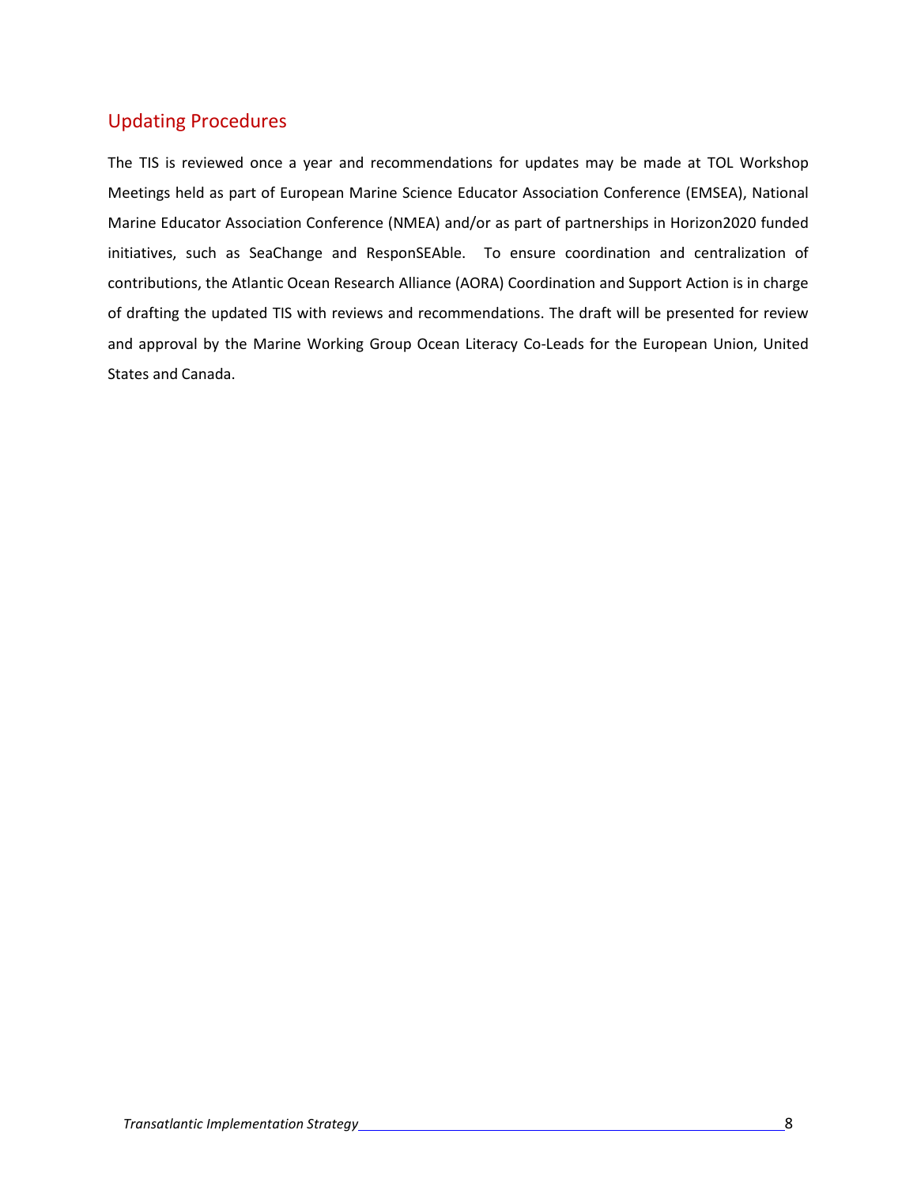## Updating Procedures

The TIS is reviewed once a year and recommendations for updates may be made at TOL Workshop Meetings held as part of European Marine Science Educator Association Conference (EMSEA), National Marine Educator Association Conference (NMEA) and/or as part of partnerships in Horizon2020 funded initiatives, such as SeaChange and ResponSEAble. To ensure coordination and centralization of contributions, the Atlantic Ocean Research Alliance (AORA) Coordination and Support Action is in charge of drafting the updated TIS with reviews and recommendations. The draft will be presented for review and approval by the Marine Working Group Ocean Literacy Co-Leads for the European Union, United States and Canada.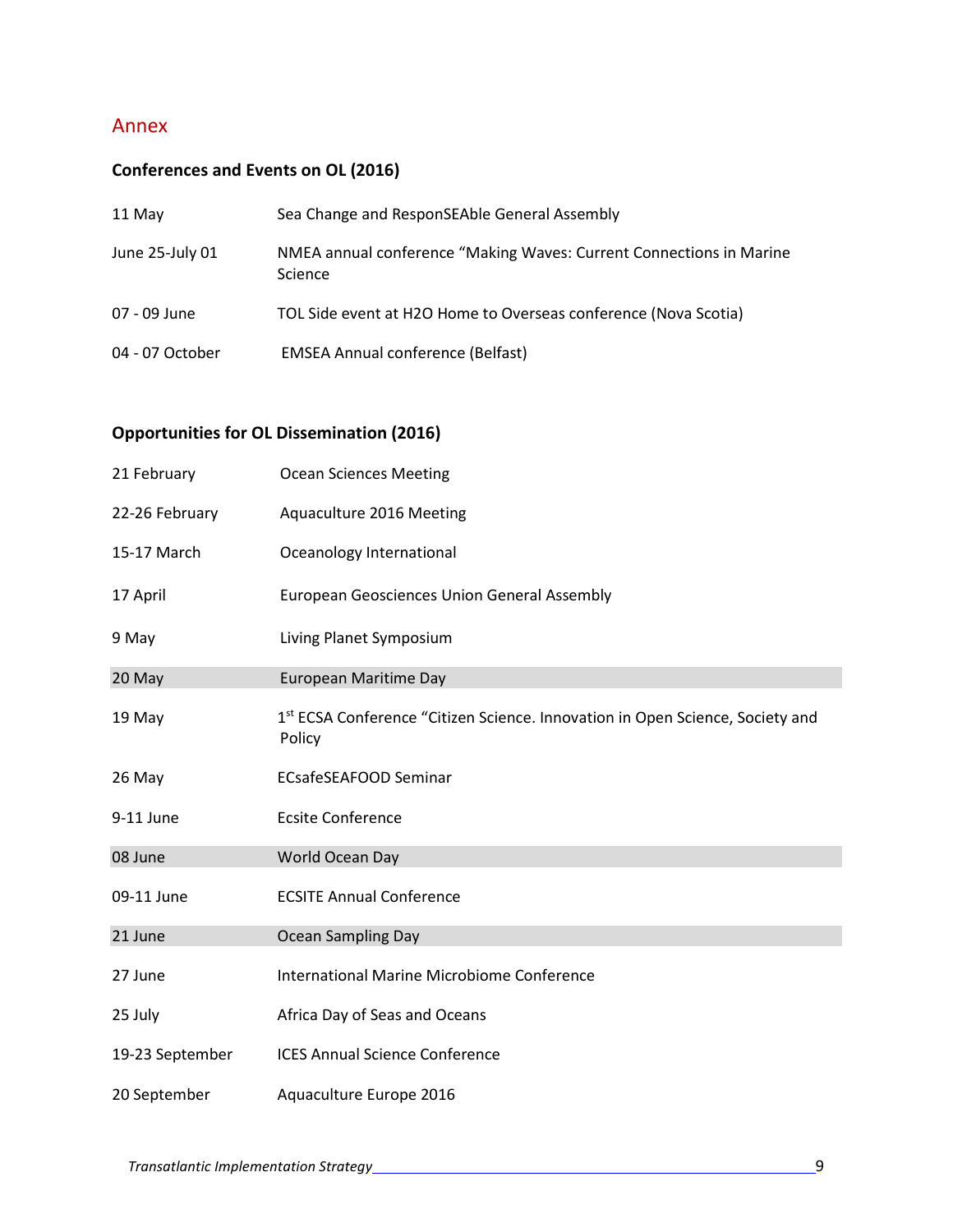## Annex

### Conferences and Events on OL (2016)

| | |
|---|---|
| 11 May | Sea Change and ResponSEAble General Assembly |
| June 25-July 01 | NMEA annual conference “Making Waves: Current Connections in Marine Science |
| 07 - 09 June | TOL Side event at H2O Home to Overseas conference (Nova Scotia) |
| 04 - 07 October | EMSEA Annual conference (Belfast) |

### Opportunities for OL Dissemination (2016)

| | |
|---|---|
| 21 February | Ocean Sciences Meeting |
| 22-26 February | Aquaculture 2016 Meeting |
| 15-17 March | Oceanology International |
| 17 April | European Geosciences Union General Assembly |
| 9 May | Living Planet Symposium |
| 20 May | European Maritime Day |
| 19 May | 1st ECSA Conference “Citizen Science. Innovation in Open Science, Society and Policy |
| 26 May | ECsafeSEAFOOD Seminar |
| 9-11 June | Ecsite Conference |
| 08 June | World Ocean Day |
| 09-11 June | ECSITE Annual Conference |
| 21 June | Ocean Sampling Day |
| 27 June | International Marine Microbiome Conference |
| 25 July | Africa Day of Seas and Oceans |
| 19-23 September | ICES Annual Science Conference |
| 20 September | Aquaculture Europe 2016 |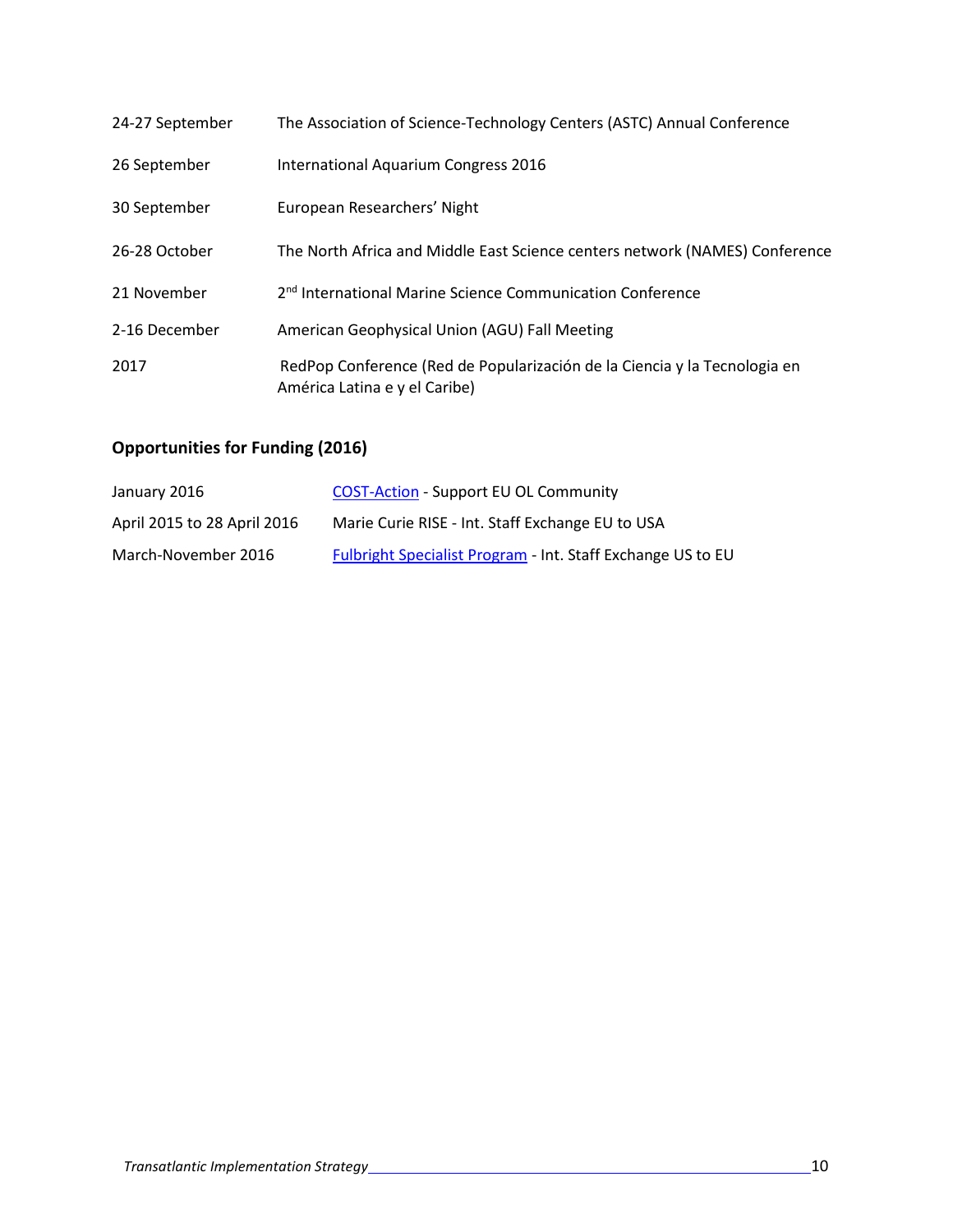| | |
|---|---|
| 24-27 September | The Association of Science-Technology Centers (ASTC) Annual Conference |
| 26 September | International Aquarium Congress 2016 |
| 30 September | European Researchers' Night |
| 26-28 October | The North Africa and Middle East Science centers network (NAMES) Conference |
| 21 November | 2nd International Marine Science Communication Conference |
| 2-16 December | American Geophysical Union (AGU) Fall Meeting |
| 2017 | RedPop Conference (Red de Popularización de la Ciencia y la Tecnologia en América Latina e y el Caribe) |

## Opportunities for Funding (2016)

| | |
|---|---|
| January 2016 | COST-Action - Support EU OL Community |
| April 2015 to 28 April 2016 | Marie Curie RISE - Int. Staff Exchange EU to USA |
| March-November 2016 | Fulbright Specialist Program - Int. Staff Exchange US to EU |